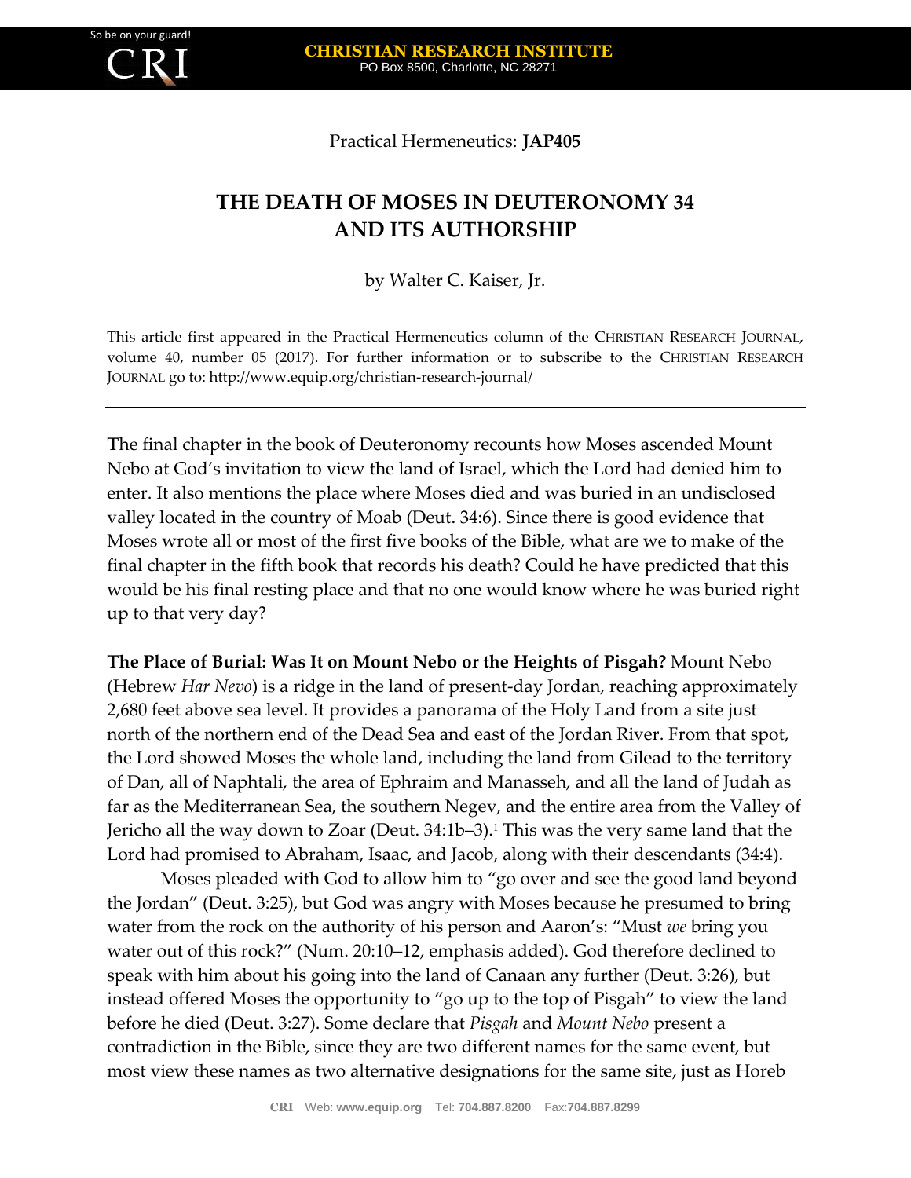Practical Hermeneutics: **JAP405**

# THE DEATH OF MOSES IN DEUTERONOMY 34 AND ITS AUTHORSHIP

by Walter C. Kaiser, Jr.

This article first appeared in the Practical Hermeneutics column of the CHRISTIAN RESEARCH JOURNAL, volume 40, number 05 (2017). For further information or to subscribe to the CHRISTIAN RESEARCH JOURNAL go to: http://www.equip.org/christian-research-journal/

---

The final chapter in the book of Deuteronomy recounts how Moses ascended Mount Nebo at God's invitation to view the land of Israel, which the Lord had denied him to enter. It also mentions the place where Moses died and was buried in an undisclosed valley located in the country of Moab (Deut. 34:6). Since there is good evidence that Moses wrote all or most of the first five books of the Bible, what are we to make of the final chapter in the fifth book that records his death? Could he have predicted that this would be his final resting place and that no one would know where he was buried right up to that very day?

**The Place of Burial: Was It on Mount Nebo or the Heights of Pisgah?** Mount Nebo (Hebrew *Har Nevo*) is a ridge in the land of present-day Jordan, reaching approximately 2,680 feet above sea level. It provides a panorama of the Holy Land from a site just north of the northern end of the Dead Sea and east of the Jordan River. From that spot, the Lord showed Moses the whole land, including the land from Gilead to the territory of Dan, all of Naphtali, the area of Ephraim and Manasseh, and all the land of Judah as far as the Mediterranean Sea, the southern Negev, and the entire area from the Valley of Jericho all the way down to Zoar (Deut. 34:1b–3).[1] This was the very same land that the Lord had promised to Abraham, Isaac, and Jacob, along with their descendants (34:4).

Moses pleaded with God to allow him to "go over and see the good land beyond the Jordan" (Deut. 3:25), but God was angry with Moses because he presumed to bring water from the rock on the authority of his person and Aaron's: "Must *we* bring you water out of this rock?" (Num. 20:10–12, emphasis added). God therefore declined to speak with him about his going into the land of Canaan any further (Deut. 3:26), but instead offered Moses the opportunity to "go up to the top of Pisgah" to view the land before he died (Deut. 3:27). Some declare that *Pisgah* and *Mount Nebo* present a contradiction in the Bible, since they are two different names for the same event, but most view these names as two alternative designations for the same site, just as Horeb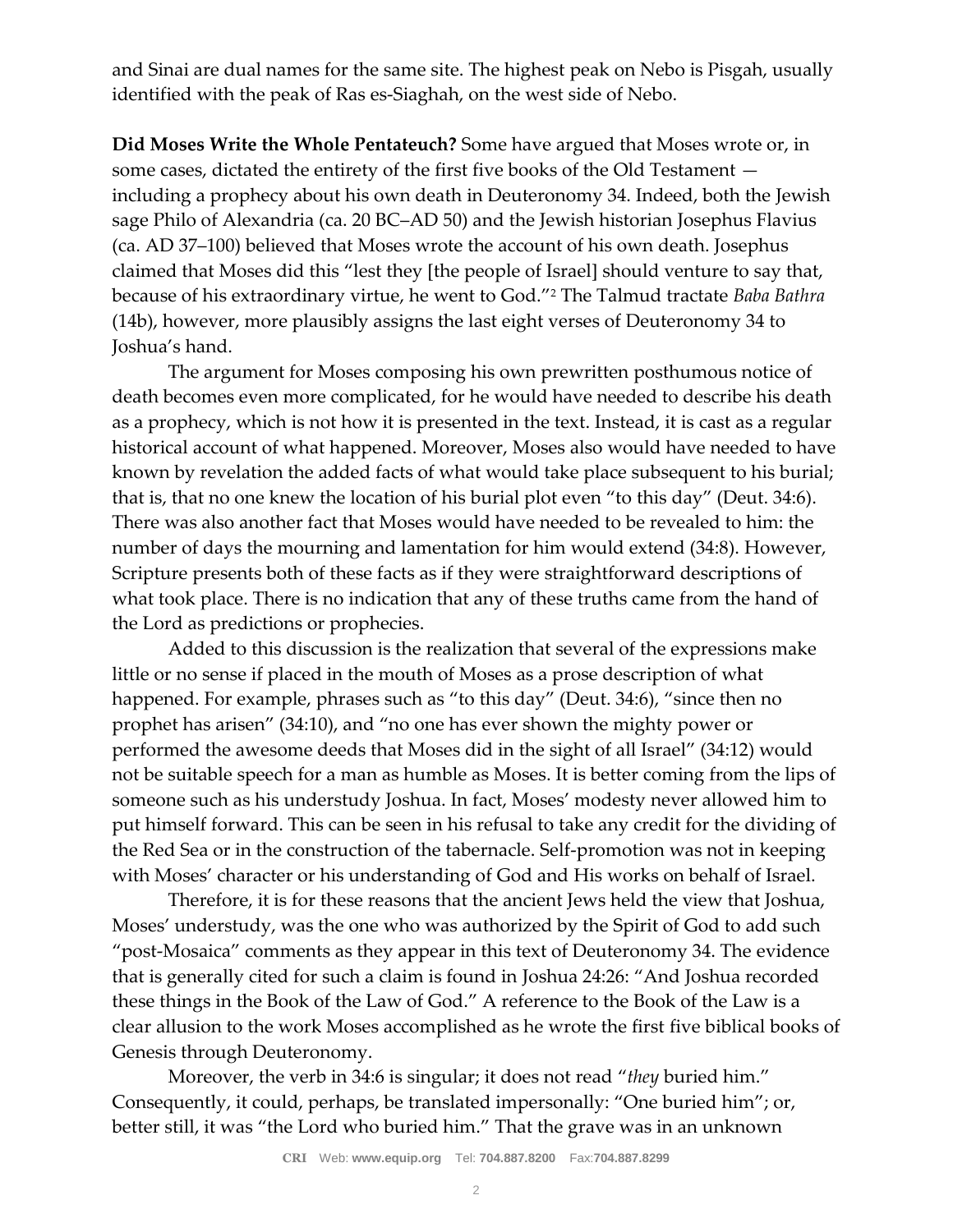and Sinai are dual names for the same site. The highest peak on Nebo is Pisgah, usually identified with the peak of Ras es-Siaghah, on the west side of Nebo.

**Did Moses Write the Whole Pentateuch?** Some have argued that Moses wrote or, in some cases, dictated the entirety of the first five books of the Old Testament — including a prophecy about his own death in Deuteronomy 34. Indeed, both the Jewish sage Philo of Alexandria (ca. 20 BC–AD 50) and the Jewish historian Josephus Flavius (ca. AD 37–100) believed that Moses wrote the account of his own death. Josephus claimed that Moses did this "lest they [the people of Israel] should venture to say that, because of his extraordinary virtue, he went to God."[2] The Talmud tractate *Baba Bathra* (14b), however, more plausibly assigns the last eight verses of Deuteronomy 34 to Joshua's hand.

The argument for Moses composing his own prewritten posthumous notice of death becomes even more complicated, for he would have needed to describe his death as a prophecy, which is not how it is presented in the text. Instead, it is cast as a regular historical account of what happened. Moreover, Moses also would have needed to have known by revelation the added facts of what would take place subsequent to his burial; that is, that no one knew the location of his burial plot even "to this day" (Deut. 34:6). There was also another fact that Moses would have needed to be revealed to him: the number of days the mourning and lamentation for him would extend (34:8). However, Scripture presents both of these facts as if they were straightforward descriptions of what took place. There is no indication that any of these truths came from the hand of the Lord as predictions or prophecies.

Added to this discussion is the realization that several of the expressions make little or no sense if placed in the mouth of Moses as a prose description of what happened. For example, phrases such as "to this day" (Deut. 34:6), "since then no prophet has arisen" (34:10), and "no one has ever shown the mighty power or performed the awesome deeds that Moses did in the sight of all Israel" (34:12) would not be suitable speech for a man as humble as Moses. It is better coming from the lips of someone such as his understudy Joshua. In fact, Moses' modesty never allowed him to put himself forward. This can be seen in his refusal to take any credit for the dividing of the Red Sea or in the construction of the tabernacle. Self-promotion was not in keeping with Moses' character or his understanding of God and His works on behalf of Israel.

Therefore, it is for these reasons that the ancient Jews held the view that Joshua, Moses' understudy, was the one who was authorized by the Spirit of God to add such "post-Mosaica" comments as they appear in this text of Deuteronomy 34. The evidence that is generally cited for such a claim is found in Joshua 24:26: "And Joshua recorded these things in the Book of the Law of God." A reference to the Book of the Law is a clear allusion to the work Moses accomplished as he wrote the first five biblical books of Genesis through Deuteronomy.

Moreover, the verb in 34:6 is singular; it does not read "*they* buried him." Consequently, it could, perhaps, be translated impersonally: "One buried him"; or, better still, it was "the Lord who buried him." That the grave was in an unknown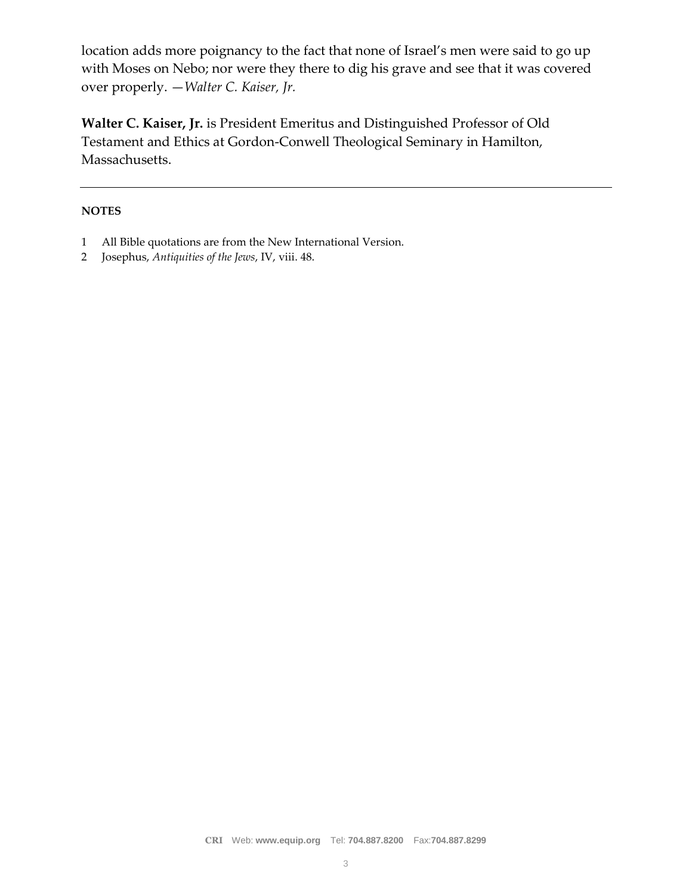location adds more poignancy to the fact that none of Israel's men were said to go up with Moses on Nebo; nor were they there to dig his grave and see that it was covered over properly. —*Walter C. Kaiser, Jr.*

**Walter C. Kaiser, Jr.** is President Emeritus and Distinguished Professor of Old Testament and Ethics at Gordon-Conwell Theological Seminary in Hamilton, Massachusetts.

---

**NOTES**

1 All Bible quotations are from the New International Version.
2 Josephus, *Antiquities of the Jews*, IV, viii. 48.